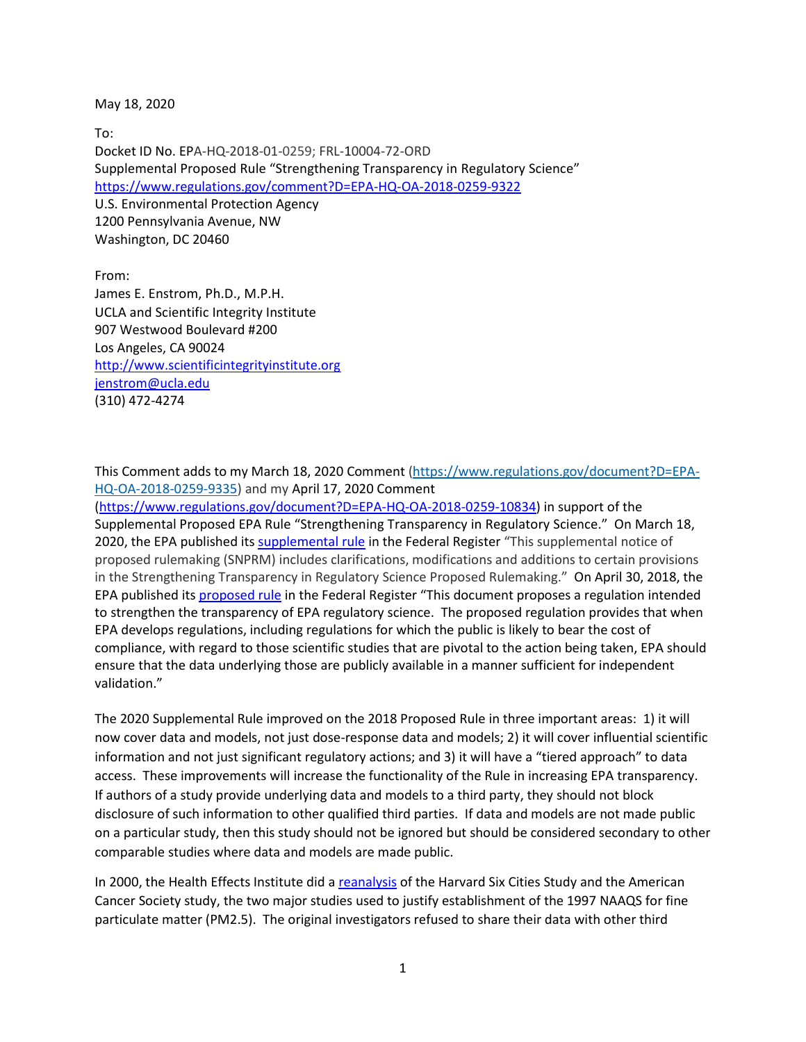May 18, 2020

To:
Docket ID No. EPA-HQ-2018-01-0259; FRL-10004-72-ORD
Supplemental Proposed Rule "Strengthening Transparency in Regulatory Science"
https://www.regulations.gov/comment?D=EPA-HQ-OA-2018-0259-9322
U.S. Environmental Protection Agency
1200 Pennsylvania Avenue, NW
Washington, DC 20460

From:
James E. Enstrom, Ph.D., M.P.H.
UCLA and Scientific Integrity Institute
907 Westwood Boulevard #200
Los Angeles, CA 90024
http://www.scientificintegrityinstitute.org
jenstrom@ucla.edu
(310) 472-4274

This Comment adds to my March 18, 2020 Comment (https://www.regulations.gov/document?D=EPA-HQ-OA-2018-0259-9335) and my April 17, 2020 Comment (https://www.regulations.gov/document?D=EPA-HQ-OA-2018-0259-10834) in support of the Supplemental Proposed EPA Rule "Strengthening Transparency in Regulatory Science." On March 18, 2020, the EPA published its supplemental rule in the Federal Register "This supplemental notice of proposed rulemaking (SNPRM) includes clarifications, modifications and additions to certain provisions in the Strengthening Transparency in Regulatory Science Proposed Rulemaking." On April 30, 2018, the EPA published its proposed rule in the Federal Register "This document proposes a regulation intended to strengthen the transparency of EPA regulatory science. The proposed regulation provides that when EPA develops regulations, including regulations for which the public is likely to bear the cost of compliance, with regard to those scientific studies that are pivotal to the action being taken, EPA should ensure that the data underlying those are publicly available in a manner sufficient for independent validation."

The 2020 Supplemental Rule improved on the 2018 Proposed Rule in three important areas: 1) it will now cover data and models, not just dose-response data and models; 2) it will cover influential scientific information and not just significant regulatory actions; and 3) it will have a "tiered approach" to data access. These improvements will increase the functionality of the Rule in increasing EPA transparency. If authors of a study provide underlying data and models to a third party, they should not block disclosure of such information to other qualified third parties. If data and models are not made public on a particular study, then this study should not be ignored but should be considered secondary to other comparable studies where data and models are made public.

In 2000, the Health Effects Institute did a reanalysis of the Harvard Six Cities Study and the American Cancer Society study, the two major studies used to justify establishment of the 1997 NAAQS for fine particulate matter (PM2.5). The original investigators refused to share their data with other third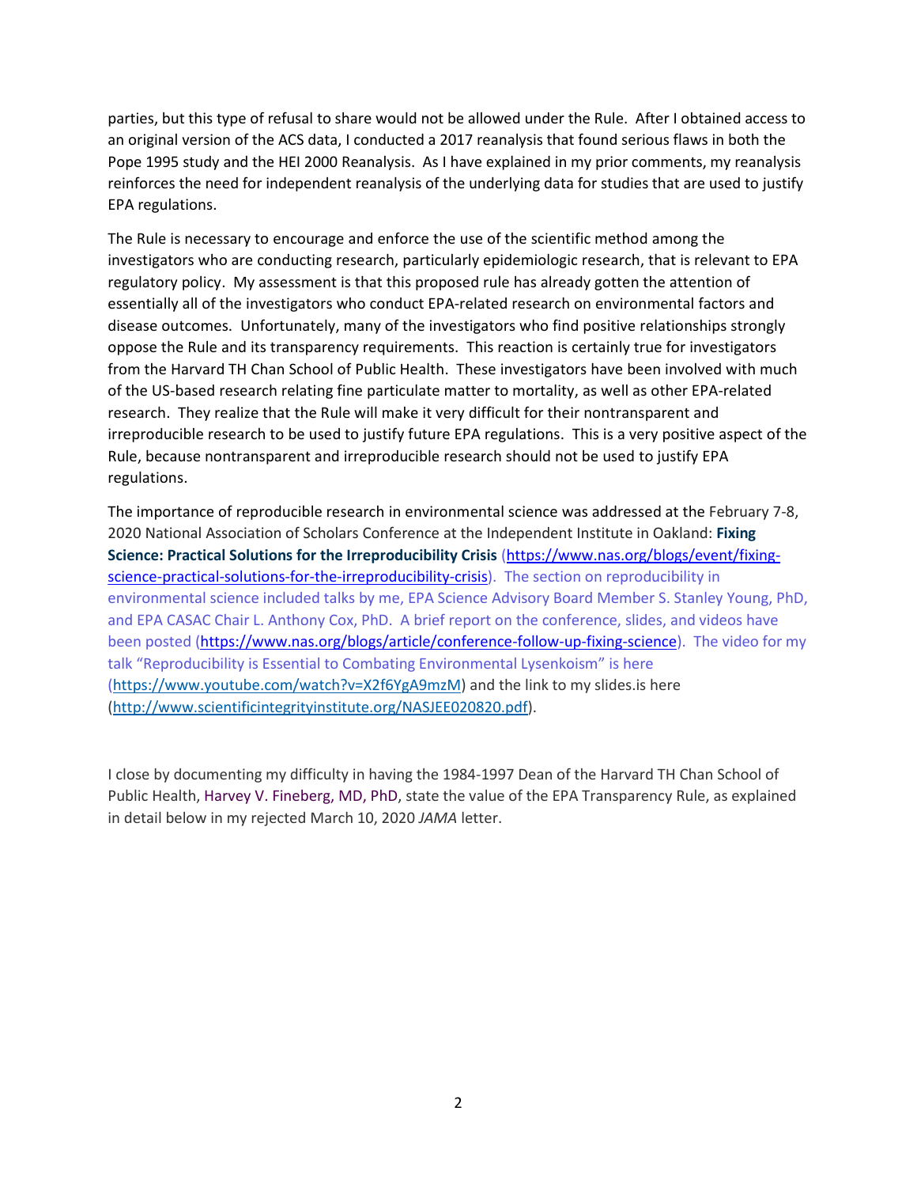parties, but this type of refusal to share would not be allowed under the Rule. After I obtained access to an original version of the ACS data, I conducted a 2017 reanalysis that found serious flaws in both the Pope 1995 study and the HEI 2000 Reanalysis. As I have explained in my prior comments, my reanalysis reinforces the need for independent reanalysis of the underlying data for studies that are used to justify EPA regulations.

The Rule is necessary to encourage and enforce the use of the scientific method among the investigators who are conducting research, particularly epidemiologic research, that is relevant to EPA regulatory policy. My assessment is that this proposed rule has already gotten the attention of essentially all of the investigators who conduct EPA-related research on environmental factors and disease outcomes. Unfortunately, many of the investigators who find positive relationships strongly oppose the Rule and its transparency requirements. This reaction is certainly true for investigators from the Harvard TH Chan School of Public Health. These investigators have been involved with much of the US-based research relating fine particulate matter to mortality, as well as other EPA-related research. They realize that the Rule will make it very difficult for their nontransparent and irreproducible research to be used to justify future EPA regulations. This is a very positive aspect of the Rule, because nontransparent and irreproducible research should not be used to justify EPA regulations.

The importance of reproducible research in environmental science was addressed at the February 7-8, 2020 National Association of Scholars Conference at the Independent Institute in Oakland: **Fixing Science: Practical Solutions for the Irreproducibility Crisis** (https://www.nas.org/blogs/event/fixing-science-practical-solutions-for-the-irreproducibility-crisis). The section on reproducibility in environmental science included talks by me, EPA Science Advisory Board Member S. Stanley Young, PhD, and EPA CASAC Chair L. Anthony Cox, PhD. A brief report on the conference, slides, and videos have been posted (https://www.nas.org/blogs/article/conference-follow-up-fixing-science). The video for my talk "Reproducibility is Essential to Combating Environmental Lysenkoism" is here (https://www.youtube.com/watch?v=X2f6YgA9mzM) and the link to my slides.is here (http://www.scientificintegrityinstitute.org/NASJEE020820.pdf).

I close by documenting my difficulty in having the 1984-1997 Dean of the Harvard TH Chan School of Public Health, Harvey V. Fineberg, MD, PhD, state the value of the EPA Transparency Rule, as explained in detail below in my rejected March 10, 2020 *JAMA* letter.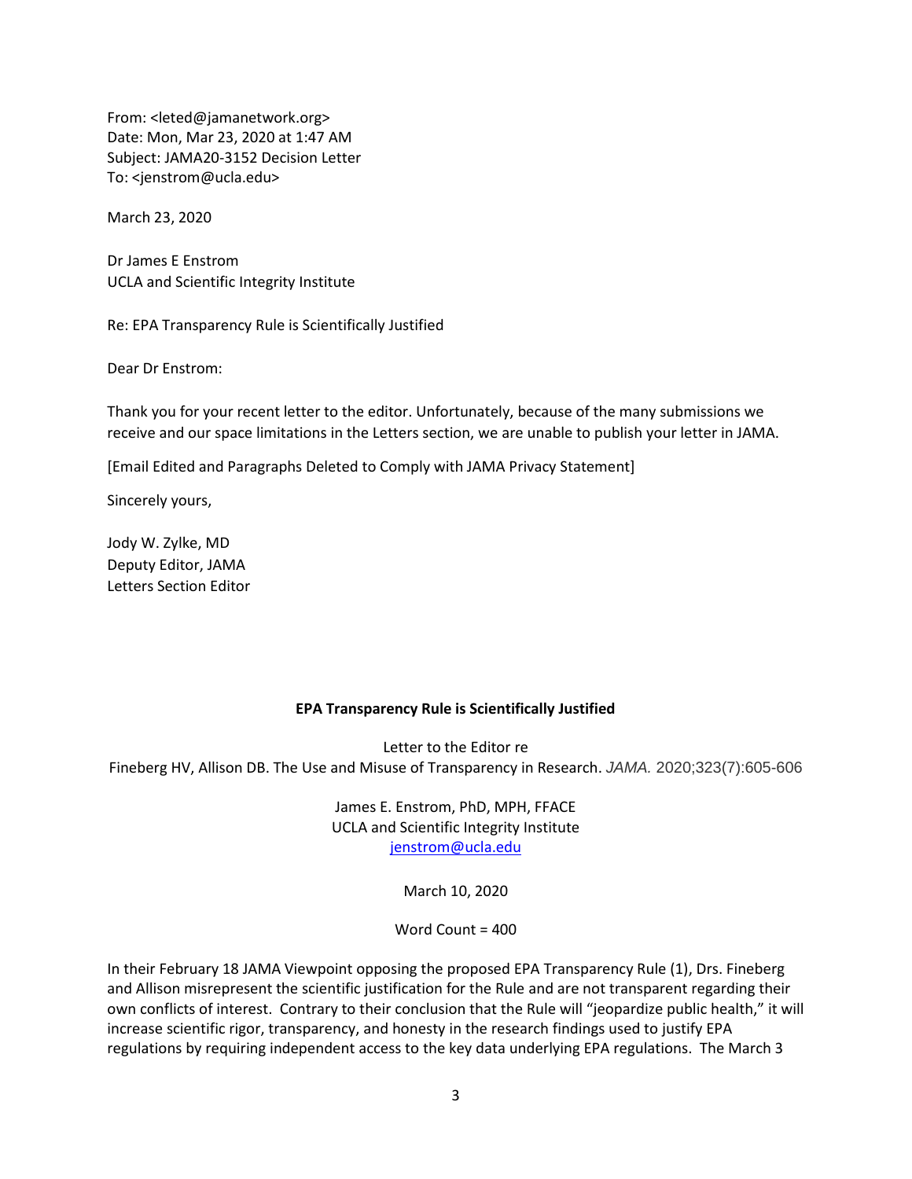From: <leted@jamanetwork.org>
Date: Mon, Mar 23, 2020 at 1:47 AM
Subject: JAMA20-3152 Decision Letter
To: <jenstrom@ucla.edu>

March 23, 2020

Dr James E Enstrom
UCLA and Scientific Integrity Institute

Re: EPA Transparency Rule is Scientifically Justified

Dear Dr Enstrom:

Thank you for your recent letter to the editor. Unfortunately, because of the many submissions we receive and our space limitations in the Letters section, we are unable to publish your letter in JAMA.

[Email Edited and Paragraphs Deleted to Comply with JAMA Privacy Statement]

Sincerely yours,

Jody W. Zylke, MD
Deputy Editor, JAMA
Letters Section Editor

**EPA Transparency Rule is Scientifically Justified**

Letter to the Editor re
Fineberg HV, Allison DB. The Use and Misuse of Transparency in Research. *JAMA.* 2020;323(7):605-606

James E. Enstrom, PhD, MPH, FFACE
UCLA and Scientific Integrity Institute
jenstrom@ucla.edu

March 10, 2020

Word Count = 400

In their February 18 JAMA Viewpoint opposing the proposed EPA Transparency Rule (1), Drs. Fineberg and Allison misrepresent the scientific justification for the Rule and are not transparent regarding their own conflicts of interest. Contrary to their conclusion that the Rule will "jeopardize public health," it will increase scientific rigor, transparency, and honesty in the research findings used to justify EPA regulations by requiring independent access to the key data underlying EPA regulations. The March 3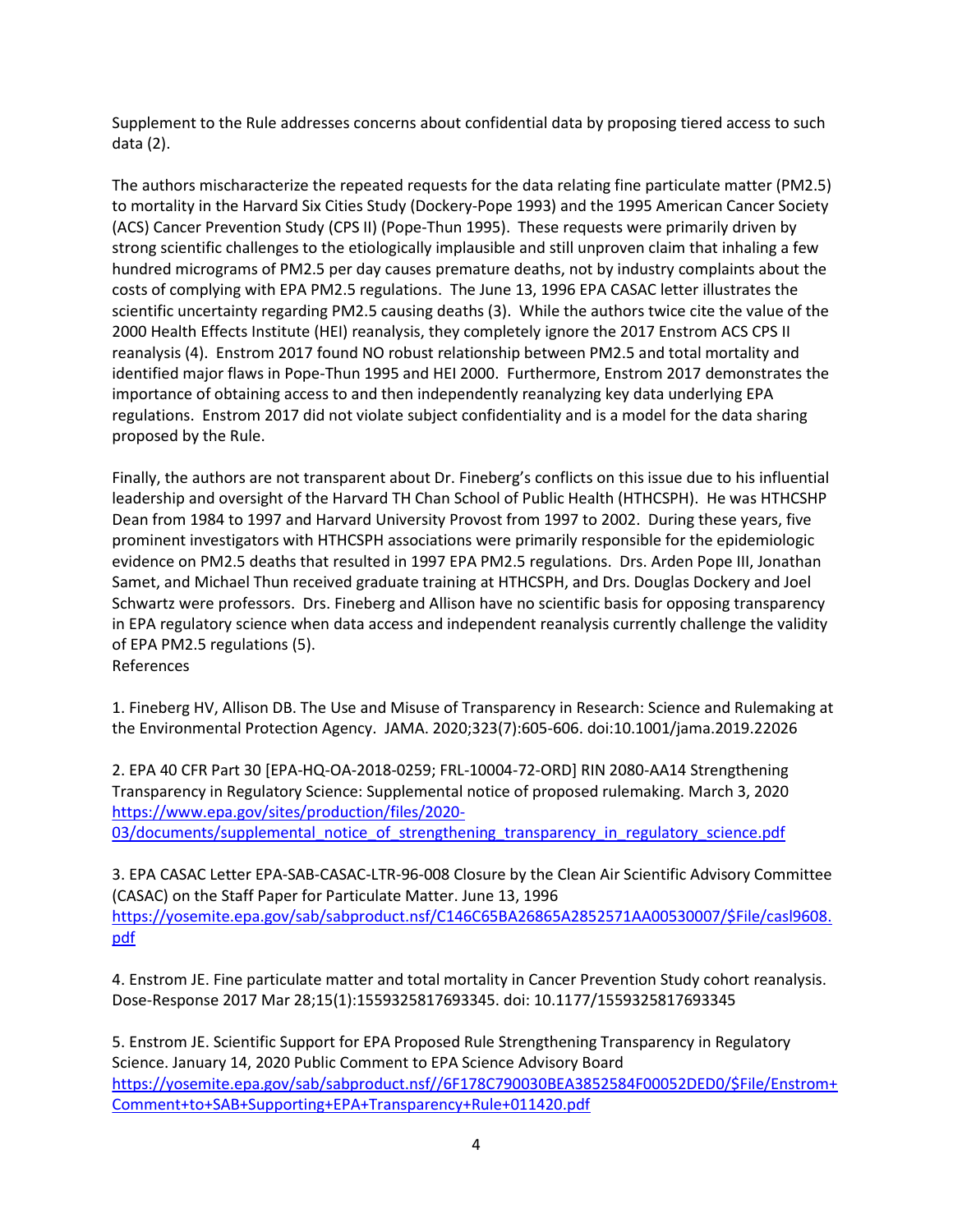Supplement to the Rule addresses concerns about confidential data by proposing tiered access to such data (2).

The authors mischaracterize the repeated requests for the data relating fine particulate matter (PM2.5) to mortality in the Harvard Six Cities Study (Dockery-Pope 1993) and the 1995 American Cancer Society (ACS) Cancer Prevention Study (CPS II) (Pope-Thun 1995). These requests were primarily driven by strong scientific challenges to the etiologically implausible and still unproven claim that inhaling a few hundred micrograms of PM2.5 per day causes premature deaths, not by industry complaints about the costs of complying with EPA PM2.5 regulations. The June 13, 1996 EPA CASAC letter illustrates the scientific uncertainty regarding PM2.5 causing deaths (3). While the authors twice cite the value of the 2000 Health Effects Institute (HEI) reanalysis, they completely ignore the 2017 Enstrom ACS CPS II reanalysis (4). Enstrom 2017 found NO robust relationship between PM2.5 and total mortality and identified major flaws in Pope-Thun 1995 and HEI 2000. Furthermore, Enstrom 2017 demonstrates the importance of obtaining access to and then independently reanalyzing key data underlying EPA regulations. Enstrom 2017 did not violate subject confidentiality and is a model for the data sharing proposed by the Rule.

Finally, the authors are not transparent about Dr. Fineberg's conflicts on this issue due to his influential leadership and oversight of the Harvard TH Chan School of Public Health (HTHCSPH). He was HTHCSHP Dean from 1984 to 1997 and Harvard University Provost from 1997 to 2002. During these years, five prominent investigators with HTHCSPH associations were primarily responsible for the epidemiologic evidence on PM2.5 deaths that resulted in 1997 EPA PM2.5 regulations. Drs. Arden Pope III, Jonathan Samet, and Michael Thun received graduate training at HTHCSPH, and Drs. Douglas Dockery and Joel Schwartz were professors. Drs. Fineberg and Allison have no scientific basis for opposing transparency in EPA regulatory science when data access and independent reanalysis currently challenge the validity of EPA PM2.5 regulations (5).

References

1. Fineberg HV, Allison DB. The Use and Misuse of Transparency in Research: Science and Rulemaking at the Environmental Protection Agency. JAMA. 2020;323(7):605-606. doi:10.1001/jama.2019.22026

2. EPA 40 CFR Part 30 [EPA-HQ-OA-2018-0259; FRL-10004-72-ORD] RIN 2080-AA14 Strengthening Transparency in Regulatory Science: Supplemental notice of proposed rulemaking. March 3, 2020 https://www.epa.gov/sites/production/files/2020-03/documents/supplemental_notice_of_strengthening_transparency_in_regulatory_science.pdf

3. EPA CASAC Letter EPA-SAB-CASAC-LTR-96-008 Closure by the Clean Air Scientific Advisory Committee (CASAC) on the Staff Paper for Particulate Matter. June 13, 1996 https://yosemite.epa.gov/sab/sabproduct.nsf/C146C65BA26865A2852571AA00530007/$File/casl9608.pdf

4. Enstrom JE. Fine particulate matter and total mortality in Cancer Prevention Study cohort reanalysis. Dose-Response 2017 Mar 28;15(1):1559325817693345. doi: 10.1177/1559325817693345

5. Enstrom JE. Scientific Support for EPA Proposed Rule Strengthening Transparency in Regulatory Science. January 14, 2020 Public Comment to EPA Science Advisory Board https://yosemite.epa.gov/sab/sabproduct.nsf//6F178C790030BEA3852584F00052DED0/$File/Enstrom+Comment+to+SAB+Supporting+EPA+Transparency+Rule+011420.pdf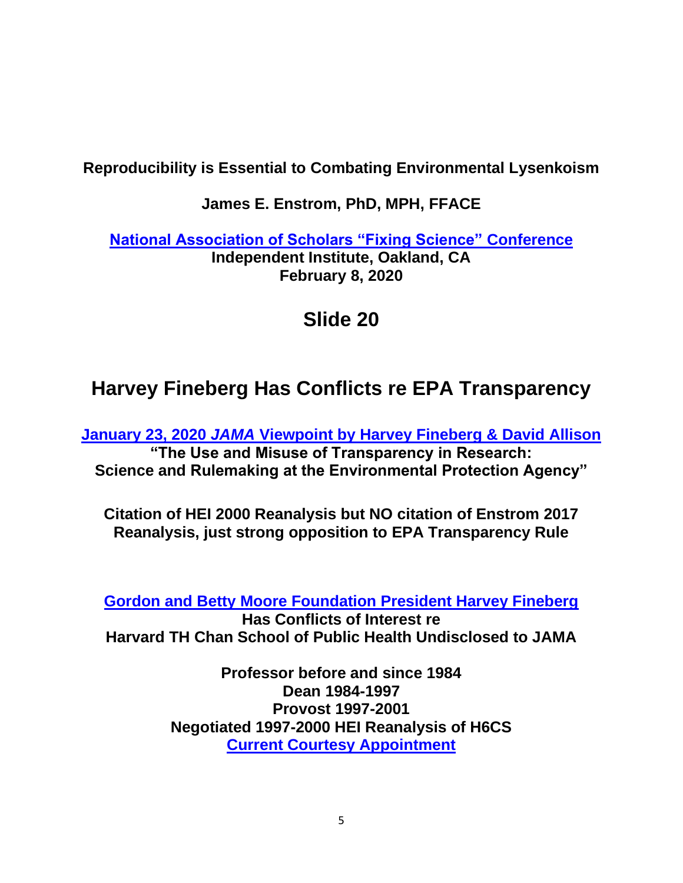**Reproducibility is Essential to Combating Environmental Lysenkoism**

**James E. Enstrom, PhD, MPH, FFACE**

**National Association of Scholars "Fixing Science" Conference**
**Independent Institute, Oakland, CA**
**February 8, 2020**

# Slide 20

## Harvey Fineberg Has Conflicts re EPA Transparency

**January 23, 2020 *JAMA* Viewpoint by Harvey Fineberg & David Allison**
**"The Use and Misuse of Transparency in Research:**
**Science and Rulemaking at the Environmental Protection Agency"**

**Citation of HEI 2000 Reanalysis but NO citation of Enstrom 2017 Reanalysis, just strong opposition to EPA Transparency Rule**

**Gordon and Betty Moore Foundation President Harvey Fineberg**
**Has Conflicts of Interest re**
**Harvard TH Chan School of Public Health Undisclosed to JAMA**

**Professor before and since 1984**
**Dean 1984-1997**
**Provost 1997-2001**
**Negotiated 1997-2000 HEI Reanalysis of H6CS**
**Current Courtesy Appointment**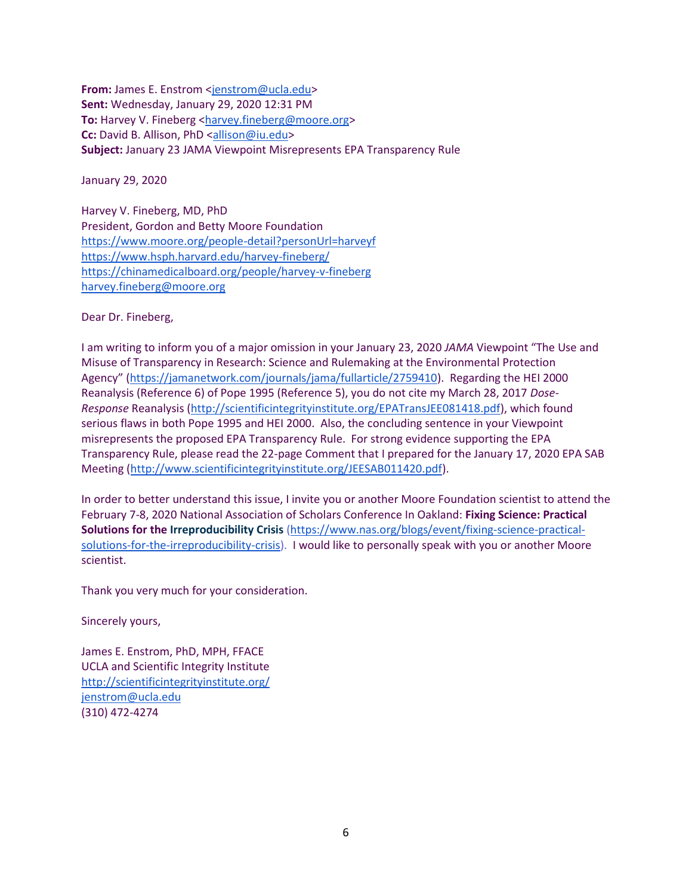**From:** James E. Enstrom <jenstrom@ucla.edu>
**Sent:** Wednesday, January 29, 2020 12:31 PM
**To:** Harvey V. Fineberg <harvey.fineberg@moore.org>
**Cc:** David B. Allison, PhD <allison@iu.edu>
**Subject:** January 23 JAMA Viewpoint Misrepresents EPA Transparency Rule

January 29, 2020

Harvey V. Fineberg, MD, PhD
President, Gordon and Betty Moore Foundation
https://www.moore.org/people-detail?personUrl=harveyf
https://www.hsph.harvard.edu/harvey-fineberg/
https://chinamedicalboard.org/people/harvey-v-fineberg
harvey.fineberg@moore.org

Dear Dr. Fineberg,

I am writing to inform you of a major omission in your January 23, 2020 *JAMA* Viewpoint "The Use and Misuse of Transparency in Research: Science and Rulemaking at the Environmental Protection Agency" (https://jamanetwork.com/journals/jama/fullarticle/2759410). Regarding the HEI 2000 Reanalysis (Reference 6) of Pope 1995 (Reference 5), you do not cite my March 28, 2017 *Dose-Response* Reanalysis (http://scientificintegrityinstitute.org/EPATransJEE081418.pdf), which found serious flaws in both Pope 1995 and HEI 2000. Also, the concluding sentence in your Viewpoint misrepresents the proposed EPA Transparency Rule. For strong evidence supporting the EPA Transparency Rule, please read the 22-page Comment that I prepared for the January 17, 2020 EPA SAB Meeting (http://www.scientificintegrityinstitute.org/JEESAB011420.pdf).

In order to better understand this issue, I invite you or another Moore Foundation scientist to attend the February 7-8, 2020 National Association of Scholars Conference In Oakland: **Fixing Science: Practical Solutions for the Irreproducibility Crisis** (https://www.nas.org/blogs/event/fixing-science-practical-solutions-for-the-irreproducibility-crisis). I would like to personally speak with you or another Moore scientist.

Thank you very much for your consideration.

Sincerely yours,

James E. Enstrom, PhD, MPH, FFACE
UCLA and Scientific Integrity Institute
http://scientificintegrityinstitute.org/
jenstrom@ucla.edu
(310) 472-4274